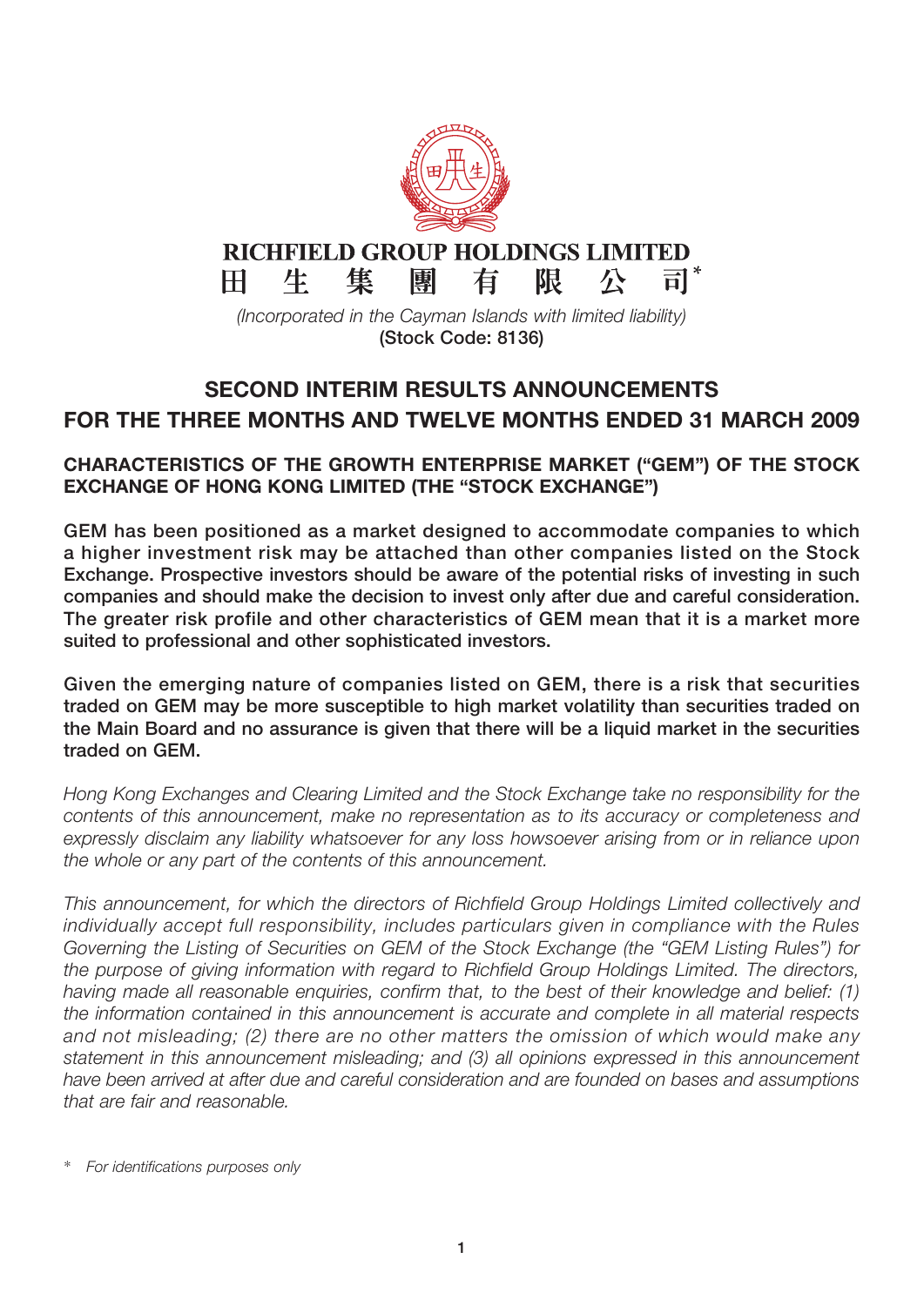# RICHFIELD GROUP HOLDINGS LIMITED
# 田 生 集 團 有 限 公 司*

*(Incorporated in the Cayman Islands with limited liability)*
**(Stock Code: 8136)**

## SECOND INTERIM RESULTS ANNOUNCEMENTS FOR THE THREE MONTHS AND TWELVE MONTHS ENDED 31 MARCH 2009

### CHARACTERISTICS OF THE GROWTH ENTERPRISE MARKET ("GEM") OF THE STOCK EXCHANGE OF HONG KONG LIMITED (THE "STOCK EXCHANGE")

**GEM has been positioned as a market designed to accommodate companies to which a higher investment risk may be attached than other companies listed on the Stock Exchange. Prospective investors should be aware of the potential risks of investing in such companies and should make the decision to invest only after due and careful consideration. The greater risk profile and other characteristics of GEM mean that it is a market more suited to professional and other sophisticated investors.**

**Given the emerging nature of companies listed on GEM, there is a risk that securities traded on GEM may be more susceptible to high market volatility than securities traded on the Main Board and no assurance is given that there will be a liquid market in the securities traded on GEM.**

*Hong Kong Exchanges and Clearing Limited and the Stock Exchange take no responsibility for the contents of this announcement, make no representation as to its accuracy or completeness and expressly disclaim any liability whatsoever for any loss howsoever arising from or in reliance upon the whole or any part of the contents of this announcement.*

*This announcement, for which the directors of Richfield Group Holdings Limited collectively and individually accept full responsibility, includes particulars given in compliance with the Rules Governing the Listing of Securities on GEM of the Stock Exchange (the "GEM Listing Rules") for the purpose of giving information with regard to Richfield Group Holdings Limited. The directors, having made all reasonable enquiries, confirm that, to the best of their knowledge and belief: (1) the information contained in this announcement is accurate and complete in all material respects and not misleading; (2) there are no other matters the omission of which would make any statement in this announcement misleading; and (3) all opinions expressed in this announcement have been arrived at after due and careful consideration and are founded on bases and assumptions that are fair and reasonable.*

\* *For identifications purposes only*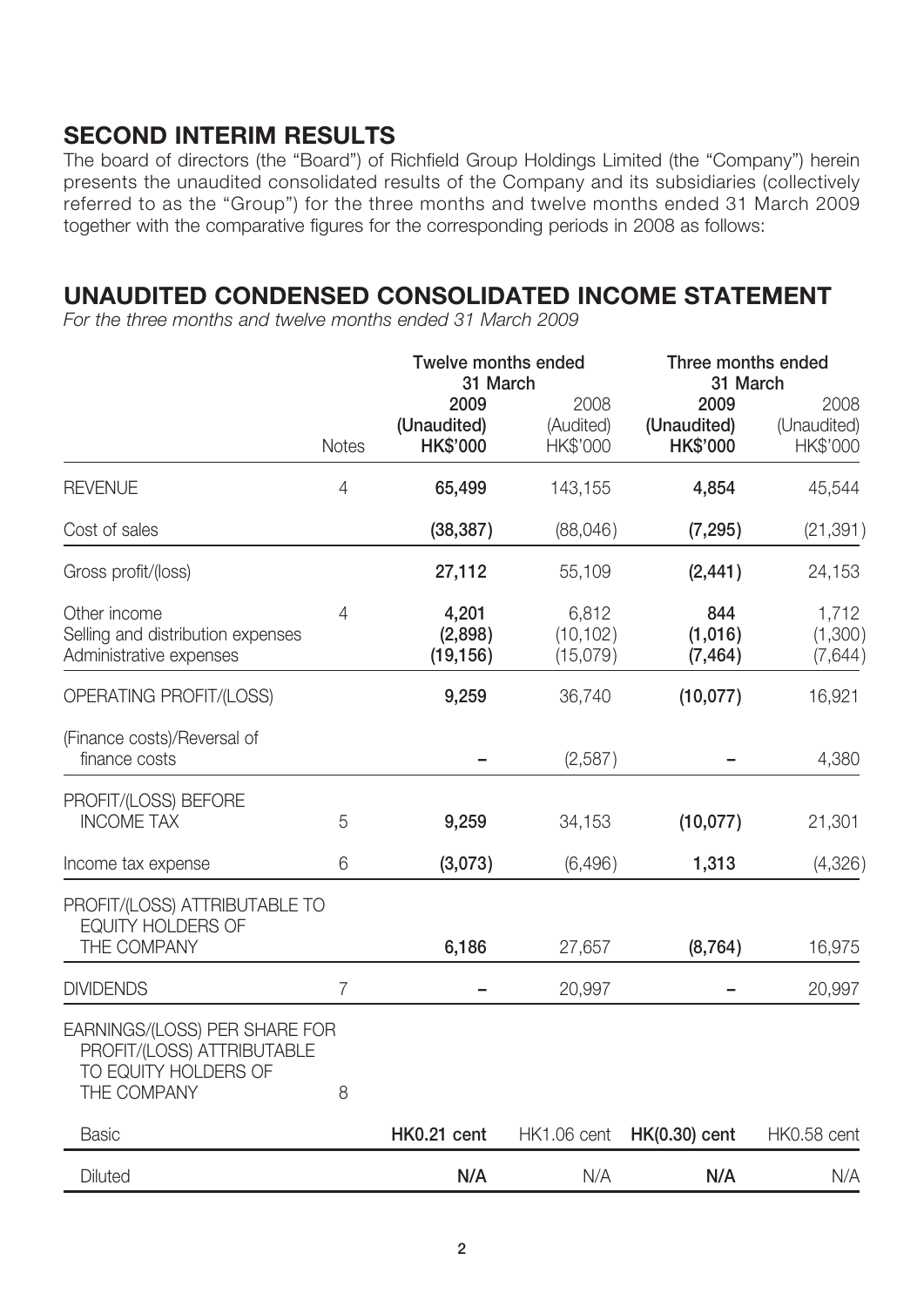# SECOND INTERIM RESULTS

The board of directors (the "Board") of Richfield Group Holdings Limited (the "Company") herein presents the unaudited consolidated results of the Company and its subsidiaries (collectively referred to as the "Group") for the three months and twelve months ended 31 March 2009 together with the comparative figures for the corresponding periods in 2008 as follows:

# UNAUDITED CONDENSED CONSOLIDATED INCOME STATEMENT

*For the three months and twelve months ended 31 March 2009*

| | Notes | Twelve months ended 31 March | | Three months ended 31 March | |
|---|---|---|---|---|---|
| | | **2009** | 2008 | **2009** | 2008 |
| | | **(Unaudited)** | (Audited) | **(Unaudited)** | (Unaudited) |
| | | **HK$'000** | HK$'000 | **HK$'000** | HK$'000 |
| REVENUE | 4 | **65,499** | 143,155 | **4,854** | 45,544 |
| Cost of sales | | **(38,387)** | (88,046) | **(7,295)** | (21,391) |
| Gross profit/(loss) | | **27,112** | 55,109 | **(2,441)** | 24,153 |
| Other income | 4 | **4,201** | 6,812 | **844** | 1,712 |
| Selling and distribution expenses | | **(2,898)** | (10,102) | **(1,016)** | (1,300) |
| Administrative expenses | | **(19,156)** | (15,079) | **(7,464)** | (7,644) |
| OPERATING PROFIT/(LOSS) | | **9,259** | 36,740 | **(10,077)** | 16,921 |
| (Finance costs)/Reversal of finance costs | | **–** | (2,587) | **–** | 4,380 |
| PROFIT/(LOSS) BEFORE INCOME TAX | 5 | **9,259** | 34,153 | **(10,077)** | 21,301 |
| Income tax expense | 6 | **(3,073)** | (6,496) | **1,313** | (4,326) |
| PROFIT/(LOSS) ATTRIBUTABLE TO EQUITY HOLDERS OF THE COMPANY | | **6,186** | 27,657 | **(8,764)** | 16,975 |
| DIVIDENDS | 7 | **–** | 20,997 | **–** | 20,997 |
| EARNINGS/(LOSS) PER SHARE FOR PROFIT/(LOSS) ATTRIBUTABLE TO EQUITY HOLDERS OF THE COMPANY | 8 | | | | |
| Basic | | **HK0.21 cent** | HK1.06 cent | **HK(0.30) cent** | HK0.58 cent |
| Diluted | | **N/A** | N/A | **N/A** | N/A |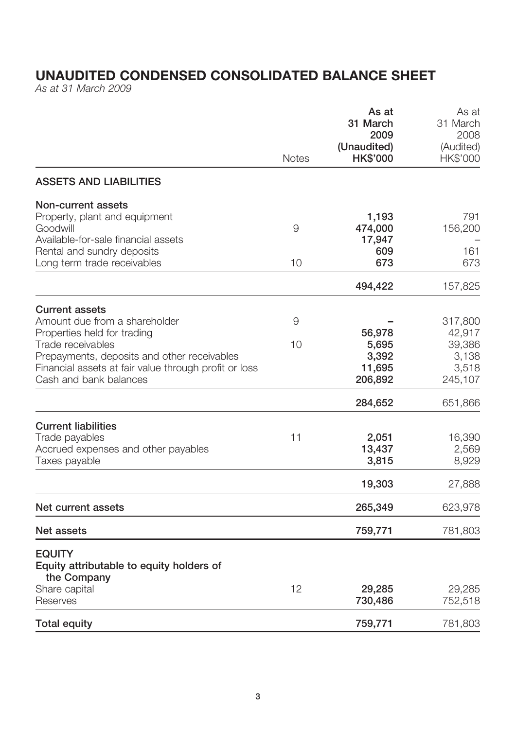# UNAUDITED CONDENSED CONSOLIDATED BALANCE SHEET

*As at 31 March 2009*

| | Notes | As at 31 March 2009 (Unaudited) HK$'000 | As at 31 March 2008 (Audited) HK$'000 |
|---|---|---|---|
| **ASSETS AND LIABILITIES** | | | |
| **Non-current assets** | | | |
| Property, plant and equipment | | **1,193** | 791 |
| Goodwill | 9 | **474,000** | 156,200 |
| Available-for-sale financial assets | | **17,947** | – |
| Rental and sundry deposits | | **609** | 161 |
| Long term trade receivables | 10 | **673** | 673 |
| | | **494,422** | 157,825 |
| **Current assets** | | | |
| Amount due from a shareholder | 9 | **–** | 317,800 |
| Properties held for trading | | **56,978** | 42,917 |
| Trade receivables | 10 | **5,695** | 39,386 |
| Prepayments, deposits and other receivables | | **3,392** | 3,138 |
| Financial assets at fair value through profit or loss | | **11,695** | 3,518 |
| Cash and bank balances | | **206,892** | 245,107 |
| | | **284,652** | 651,866 |
| **Current liabilities** | | | |
| Trade payables | 11 | **2,051** | 16,390 |
| Accrued expenses and other payables | | **13,437** | 2,569 |
| Taxes payable | | **3,815** | 8,929 |
| | | **19,303** | 27,888 |
| **Net current assets** | | **265,349** | 623,978 |
| **Net assets** | | **759,771** | 781,803 |
| **EQUITY** | | | |
| **Equity attributable to equity holders of the Company** | | | |
| Share capital | 12 | **29,285** | 29,285 |
| Reserves | | **730,486** | 752,518 |
| **Total equity** | | **759,771** | 781,803 |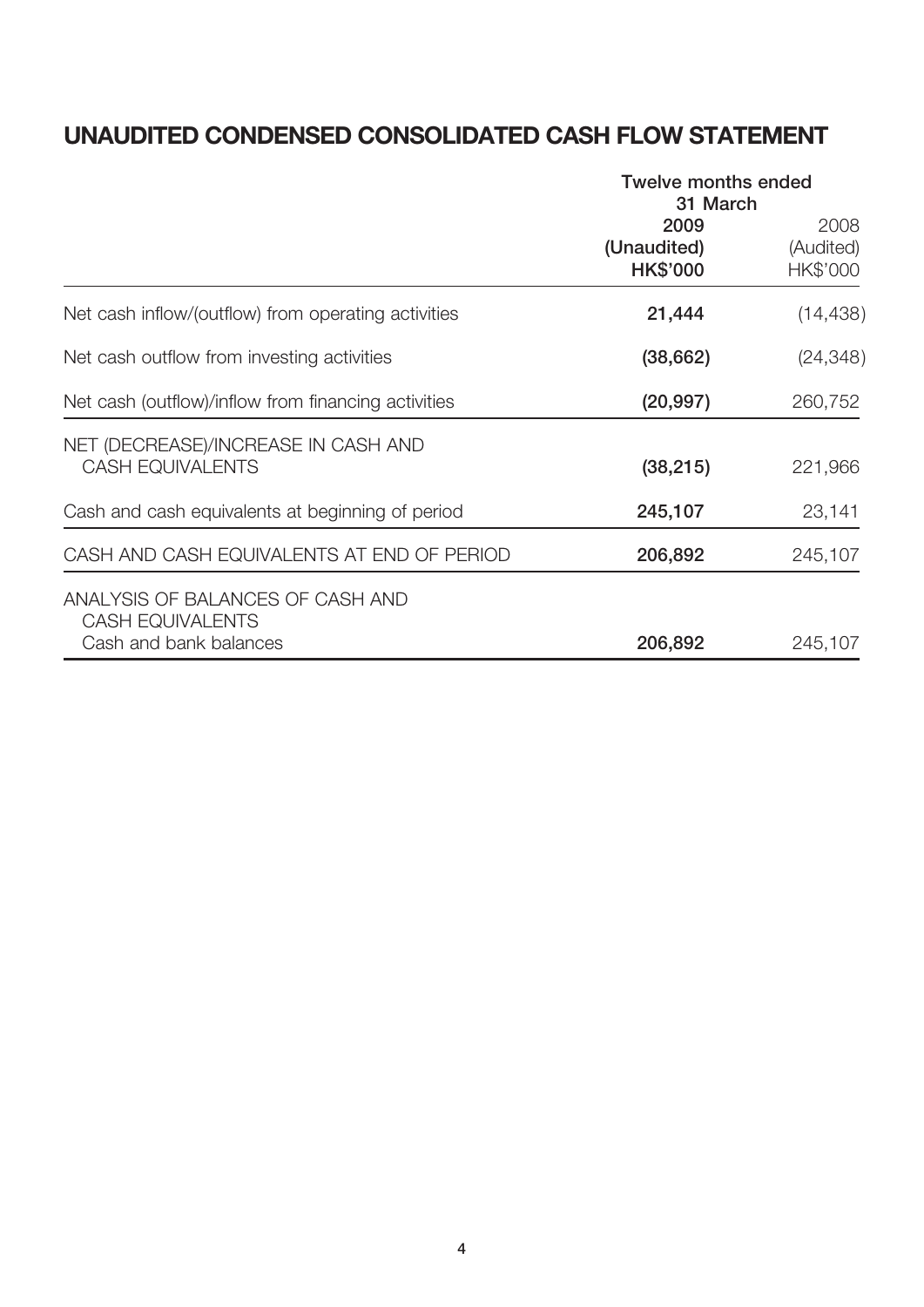# UNAUDITED CONDENSED CONSOLIDATED CASH FLOW STATEMENT

| | Twelve months ended 31 March | |
|---|---|---|
| | **2009** | 2008 |
| | **(Unaudited)** | (Audited) |
| | **HK$'000** | HK$'000 |
| Net cash inflow/(outflow) from operating activities | **21,444** | (14,438) |
| Net cash outflow from investing activities | **(38,662)** | (24,348) |
| Net cash (outflow)/inflow from financing activities | **(20,997)** | 260,752 |
| NET (DECREASE)/INCREASE IN CASH AND CASH EQUIVALENTS | **(38,215)** | 221,966 |
| Cash and cash equivalents at beginning of period | **245,107** | 23,141 |
| CASH AND CASH EQUIVALENTS AT END OF PERIOD | **206,892** | 245,107 |
| ANALYSIS OF BALANCES OF CASH AND CASH EQUIVALENTS | | |
| Cash and bank balances | **206,892** | 245,107 |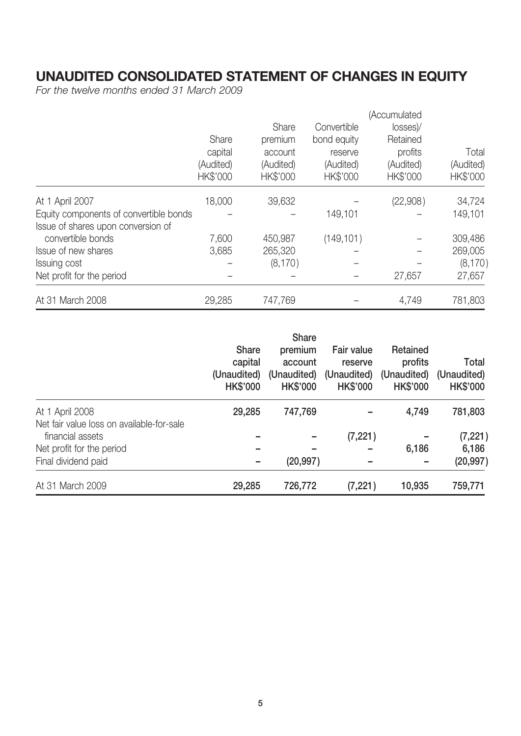# UNAUDITED CONSOLIDATED STATEMENT OF CHANGES IN EQUITY

*For the twelve months ended 31 March 2009*

| | Share capital (Audited) HK$'000 | Share premium account (Audited) HK$'000 | Convertible bond equity reserve (Audited) HK$'000 | (Accumulated losses)/ Retained profits (Audited) HK$'000 | Total (Audited) HK$'000 |
|---|---|---|---|---|---|
| At 1 April 2007 | 18,000 | 39,632 | – | (22,908) | 34,724 |
| Equity components of convertible bonds | – | – | 149,101 | – | 149,101 |
| Issue of shares upon conversion of convertible bonds | 7,600 | 450,987 | (149,101) | – | 309,486 |
| Issue of new shares | 3,685 | 265,320 | – | – | 269,005 |
| Issuing cost | – | (8,170) | – | – | (8,170) |
| Net profit for the period | – | – | – | 27,657 | 27,657 |
| At 31 March 2008 | 29,285 | 747,769 | – | 4,749 | 781,803 |

| | **Share capital (Unaudited) HK$'000** | **Share premium account (Unaudited) HK$'000** | **Fair value reserve (Unaudited) HK$'000** | **Retained profits (Unaudited) HK$'000** | **Total (Unaudited) HK$'000** |
|---|---|---|---|---|---|
| At 1 April 2008 | **29,285** | **747,769** | **–** | **4,749** | **781,803** |
| Net fair value loss on available-for-sale financial assets | **–** | **–** | **(7,221)** | **–** | **(7,221)** |
| Net profit for the period | **–** | **–** | **–** | **6,186** | **6,186** |
| Final dividend paid | **–** | **(20,997)** | **–** | **–** | **(20,997)** |
| At 31 March 2009 | **29,285** | **726,772** | **(7,221)** | **10,935** | **759,771** |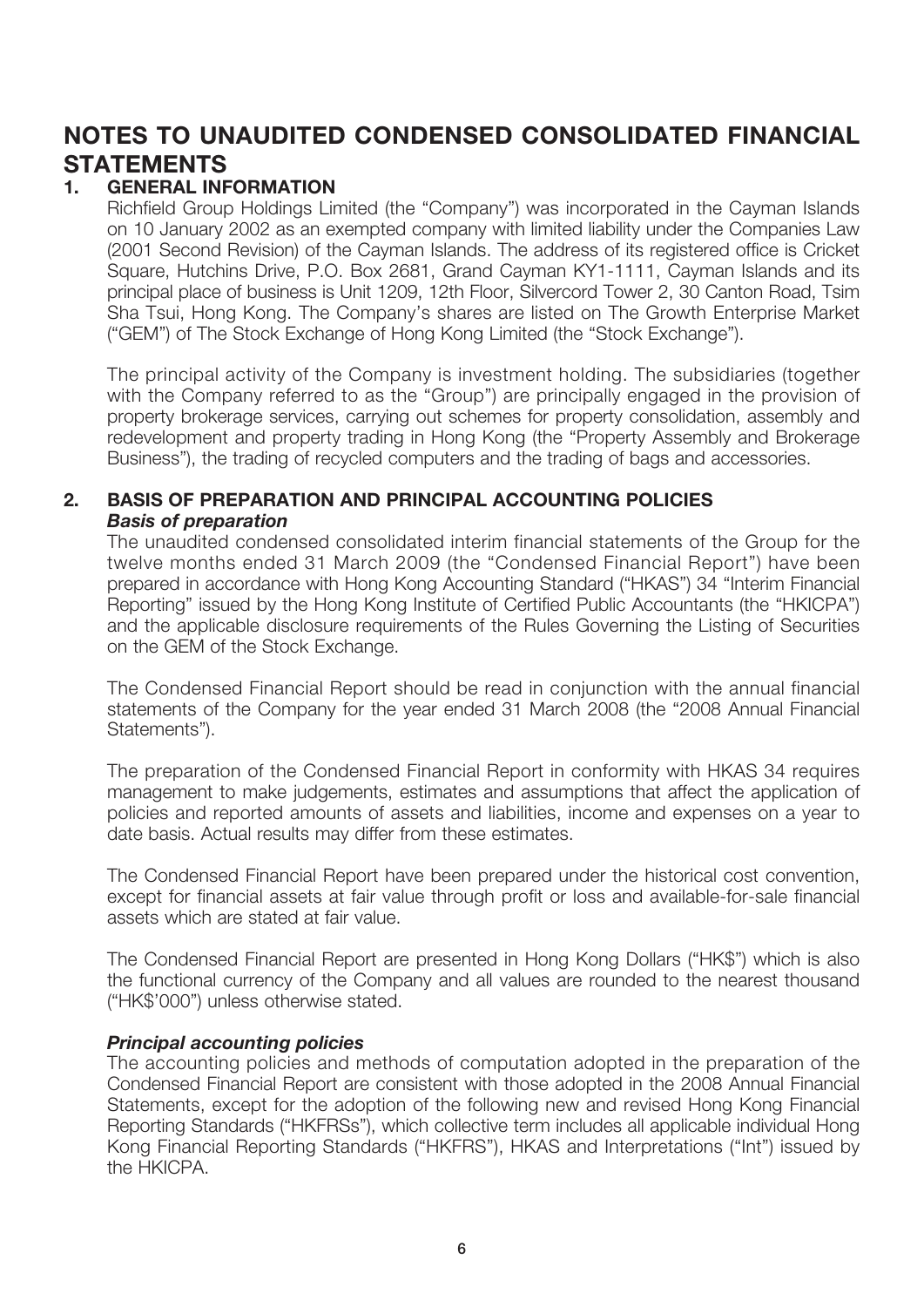# NOTES TO UNAUDITED CONDENSED CONSOLIDATED FINANCIAL STATEMENTS

## 1. GENERAL INFORMATION

Richfield Group Holdings Limited (the "Company") was incorporated in the Cayman Islands on 10 January 2002 as an exempted company with limited liability under the Companies Law (2001 Second Revision) of the Cayman Islands. The address of its registered office is Cricket Square, Hutchins Drive, P.O. Box 2681, Grand Cayman KY1-1111, Cayman Islands and its principal place of business is Unit 1209, 12th Floor, Silvercord Tower 2, 30 Canton Road, Tsim Sha Tsui, Hong Kong. The Company's shares are listed on The Growth Enterprise Market ("GEM") of The Stock Exchange of Hong Kong Limited (the "Stock Exchange").

The principal activity of the Company is investment holding. The subsidiaries (together with the Company referred to as the "Group") are principally engaged in the provision of property brokerage services, carrying out schemes for property consolidation, assembly and redevelopment and property trading in Hong Kong (the "Property Assembly and Brokerage Business"), the trading of recycled computers and the trading of bags and accessories.

## 2. BASIS OF PREPARATION AND PRINCIPAL ACCOUNTING POLICIES

***Basis of preparation***

The unaudited condensed consolidated interim financial statements of the Group for the twelve months ended 31 March 2009 (the "Condensed Financial Report") have been prepared in accordance with Hong Kong Accounting Standard ("HKAS") 34 "Interim Financial Reporting" issued by the Hong Kong Institute of Certified Public Accountants (the "HKICPA") and the applicable disclosure requirements of the Rules Governing the Listing of Securities on the GEM of the Stock Exchange.

The Condensed Financial Report should be read in conjunction with the annual financial statements of the Company for the year ended 31 March 2008 (the "2008 Annual Financial Statements").

The preparation of the Condensed Financial Report in conformity with HKAS 34 requires management to make judgements, estimates and assumptions that affect the application of policies and reported amounts of assets and liabilities, income and expenses on a year to date basis. Actual results may differ from these estimates.

The Condensed Financial Report have been prepared under the historical cost convention, except for financial assets at fair value through profit or loss and available-for-sale financial assets which are stated at fair value.

The Condensed Financial Report are presented in Hong Kong Dollars ("HK$") which is also the functional currency of the Company and all values are rounded to the nearest thousand ("HK$'000") unless otherwise stated.

***Principal accounting policies***

The accounting policies and methods of computation adopted in the preparation of the Condensed Financial Report are consistent with those adopted in the 2008 Annual Financial Statements, except for the adoption of the following new and revised Hong Kong Financial Reporting Standards ("HKFRSs"), which collective term includes all applicable individual Hong Kong Financial Reporting Standards ("HKFRS"), HKAS and Interpretations ("Int") issued by the HKICPA.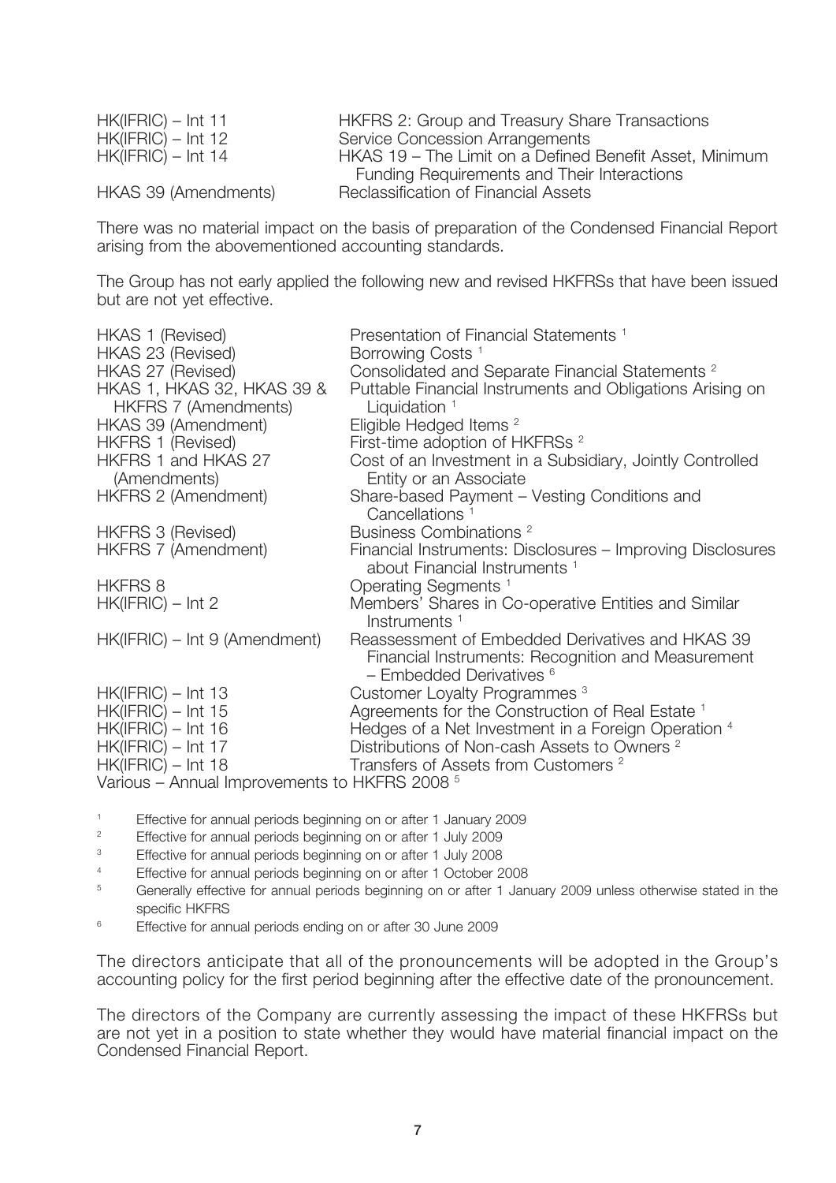| | |
|---|---|
| HK(IFRIC) – Int 11 | HKFRS 2: Group and Treasury Share Transactions |
| HK(IFRIC) – Int 12 | Service Concession Arrangements |
| HK(IFRIC) – Int 14 | HKAS 19 – The Limit on a Defined Benefit Asset, Minimum Funding Requirements and Their Interactions |
| HKAS 39 (Amendments) | Reclassification of Financial Assets |

There was no material impact on the basis of preparation of the Condensed Financial Report arising from the abovementioned accounting standards.

The Group has not early applied the following new and revised HKFRSs that have been issued but are not yet effective.

| | |
|---|---|
| HKAS 1 (Revised) | Presentation of Financial Statements [1] |
| HKAS 23 (Revised) | Borrowing Costs [1] |
| HKAS 27 (Revised) | Consolidated and Separate Financial Statements [2] |
| HKAS 1, HKAS 32, HKAS 39 & HKFRS 7 (Amendments) | Puttable Financial Instruments and Obligations Arising on Liquidation [1] |
| HKAS 39 (Amendment) | Eligible Hedged Items [2] |
| HKFRS 1 (Revised) | First-time adoption of HKFRSs [2] |
| HKFRS 1 and HKAS 27 (Amendments) | Cost of an Investment in a Subsidiary, Jointly Controlled Entity or an Associate |
| HKFRS 2 (Amendment) | Share-based Payment – Vesting Conditions and Cancellations [1] |
| HKFRS 3 (Revised) | Business Combinations [2] |
| HKFRS 7 (Amendment) | Financial Instruments: Disclosures – Improving Disclosures about Financial Instruments [1] |
| HKFRS 8 | Operating Segments [1] |
| HK(IFRIC) – Int 2 | Members' Shares in Co-operative Entities and Similar Instruments [1] |
| HK(IFRIC) – Int 9 (Amendment) | Reassessment of Embedded Derivatives and HKAS 39 Financial Instruments: Recognition and Measurement – Embedded Derivatives [6] |
| HK(IFRIC) – Int 13 | Customer Loyalty Programmes [3] |
| HK(IFRIC) – Int 15 | Agreements for the Construction of Real Estate [1] |
| HK(IFRIC) – Int 16 | Hedges of a Net Investment in a Foreign Operation [4] |
| HK(IFRIC) – Int 17 | Distributions of Non-cash Assets to Owners [2] |
| HK(IFRIC) – Int 18 | Transfers of Assets from Customers [2] |
| Various – Annual Improvements to HKFRS 2008 [5] | |

[1] Effective for annual periods beginning on or after 1 January 2009

[2] Effective for annual periods beginning on or after 1 July 2009

[3] Effective for annual periods beginning on or after 1 July 2008

[4] Effective for annual periods beginning on or after 1 October 2008

[5] Generally effective for annual periods beginning on or after 1 January 2009 unless otherwise stated in the specific HKFRS

[6] Effective for annual periods ending on or after 30 June 2009

The directors anticipate that all of the pronouncements will be adopted in the Group's accounting policy for the first period beginning after the effective date of the pronouncement.

The directors of the Company are currently assessing the impact of these HKFRSs but are not yet in a position to state whether they would have material financial impact on the Condensed Financial Report.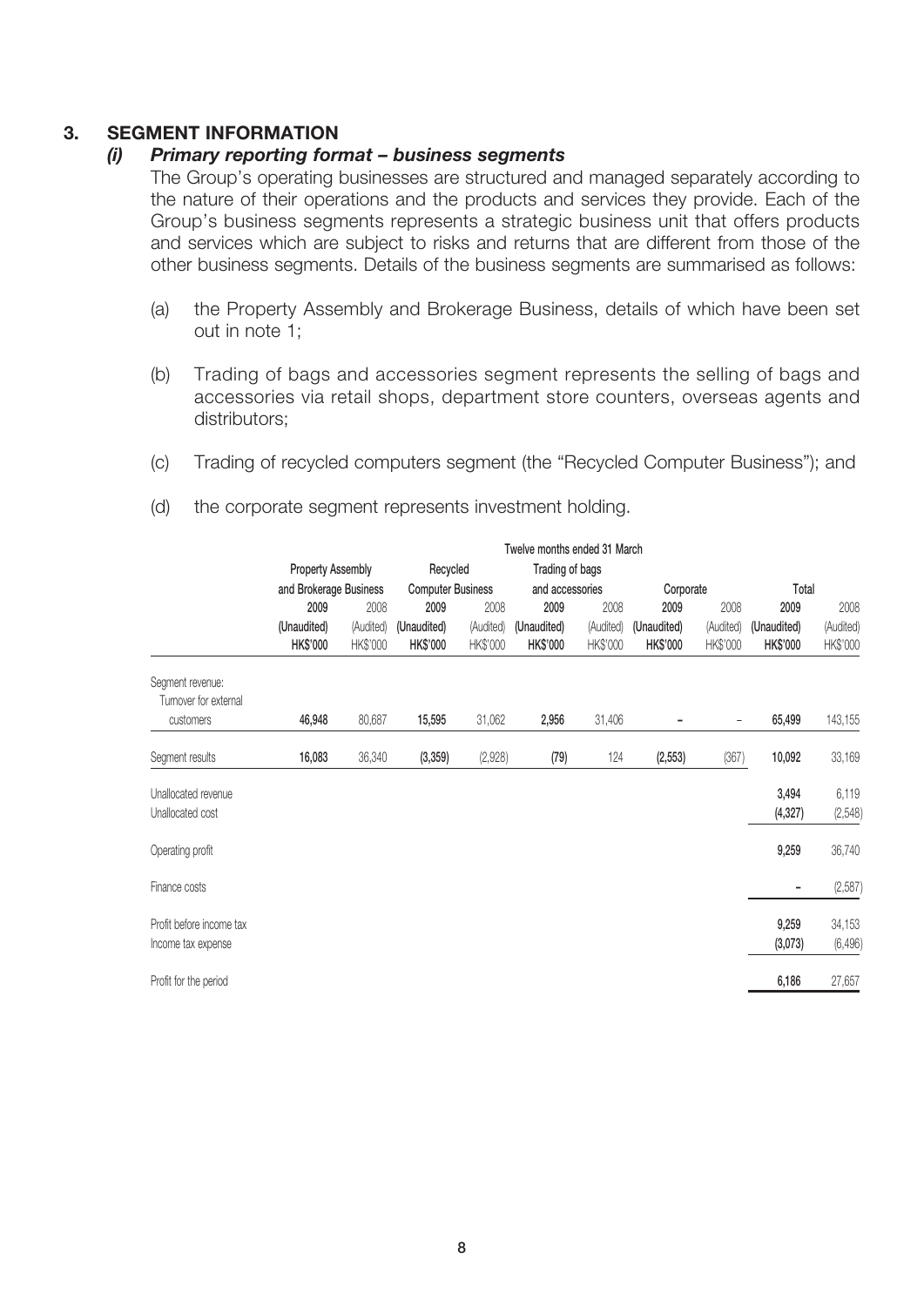## 3. SEGMENT INFORMATION

### *(i) Primary reporting format – business segments*

The Group's operating businesses are structured and managed separately according to the nature of their operations and the products and services they provide. Each of the Group's business segments represents a strategic business unit that offers products and services which are subject to risks and returns that are different from those of the other business segments. Details of the business segments are summarised as follows:

(a) the Property Assembly and Brokerage Business, details of which have been set out in note 1;

(b) Trading of bags and accessories segment represents the selling of bags and accessories via retail shops, department store counters, overseas agents and distributors;

(c) Trading of recycled computers segment (the "Recycled Computer Business"); and

(d) the corporate segment represents investment holding.

| | Twelve months ended 31 March | | | | | | | | | |
|---|---|---|---|---|---|---|---|---|---|---|
| | Property Assembly and Brokerage Business | | Recycled Computer Business | | Trading of bags and accessories | | Corporate | | Total | |
| | **2009** | 2008 | **2009** | 2008 | **2009** | 2008 | **2009** | 2008 | **2009** | 2008 |
| | **(Unaudited)** | (Audited) | **(Unaudited)** | (Audited) | **(Unaudited)** | (Audited) | **(Unaudited)** | (Audited) | **(Unaudited)** | (Audited) |
| | **HK$'000** | HK$'000 | **HK$'000** | HK$'000 | **HK$'000** | HK$'000 | **HK$'000** | HK$'000 | **HK$'000** | HK$'000 |
| Segment revenue: Turnover for external customers | **46,948** | 80,687 | **15,595** | 31,062 | **2,956** | 31,406 | **–** | – | **65,499** | 143,155 |
| Segment results | **16,083** | 36,340 | **(3,359)** | (2,928) | **(79)** | 124 | **(2,553)** | (367) | **10,092** | 33,169 |
| Unallocated revenue | | | | | | | | | **3,494** | 6,119 |
| Unallocated cost | | | | | | | | | **(4,327)** | (2,548) |
| Operating profit | | | | | | | | | **9,259** | 36,740 |
| Finance costs | | | | | | | | | **–** | (2,587) |
| Profit before income tax | | | | | | | | | **9,259** | 34,153 |
| Income tax expense | | | | | | | | | **(3,073)** | (6,496) |
| Profit for the period | | | | | | | | | **6,186** | 27,657 |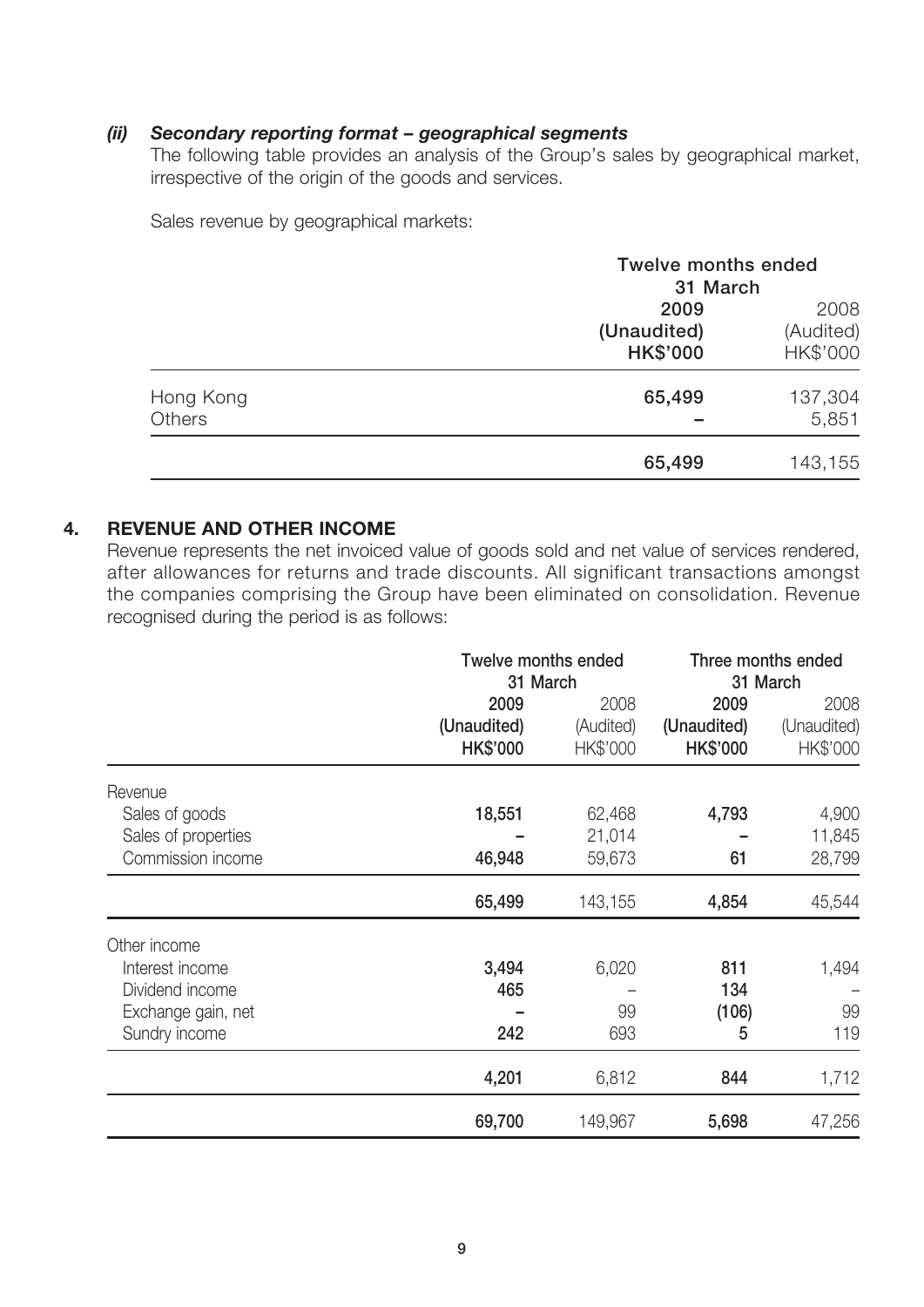#### *(ii) Secondary reporting format – geographical segments*

The following table provides an analysis of the Group's sales by geographical market, irrespective of the origin of the goods and services.

Sales revenue by geographical markets:

| | Twelve months ended 31 March | |
|---|---|---|
| | **2009** | 2008 |
| | **(Unaudited)** | (Audited) |
| | **HK$'000** | HK$'000 |
| Hong Kong | **65,499** | 137,304 |
| Others | **–** | 5,851 |
| | **65,499** | 143,155 |

### 4. REVENUE AND OTHER INCOME

Revenue represents the net invoiced value of goods sold and net value of services rendered, after allowances for returns and trade discounts. All significant transactions amongst the companies comprising the Group have been eliminated on consolidation. Revenue recognised during the period is as follows:

| | Twelve months ended 31 March | | Three months ended 31 March | |
|---|---|---|---|---|
| | **2009** | 2008 | **2009** | 2008 |
| | **(Unaudited)** | (Audited) | **(Unaudited)** | (Unaudited) |
| | **HK$'000** | HK$'000 | **HK$'000** | HK$'000 |
| Revenue | | | | |
| Sales of goods | **18,551** | 62,468 | **4,793** | 4,900 |
| Sales of properties | **–** | 21,014 | **–** | 11,845 |
| Commission income | **46,948** | 59,673 | **61** | 28,799 |
| | **65,499** | 143,155 | **4,854** | 45,544 |
| Other income | | | | |
| Interest income | **3,494** | 6,020 | **811** | 1,494 |
| Dividend income | **465** | – | **134** | – |
| Exchange gain, net | **–** | 99 | **(106)** | 99 |
| Sundry income | **242** | 693 | **5** | 119 |
| | **4,201** | 6,812 | **844** | 1,712 |
| | **69,700** | 149,967 | **5,698** | 47,256 |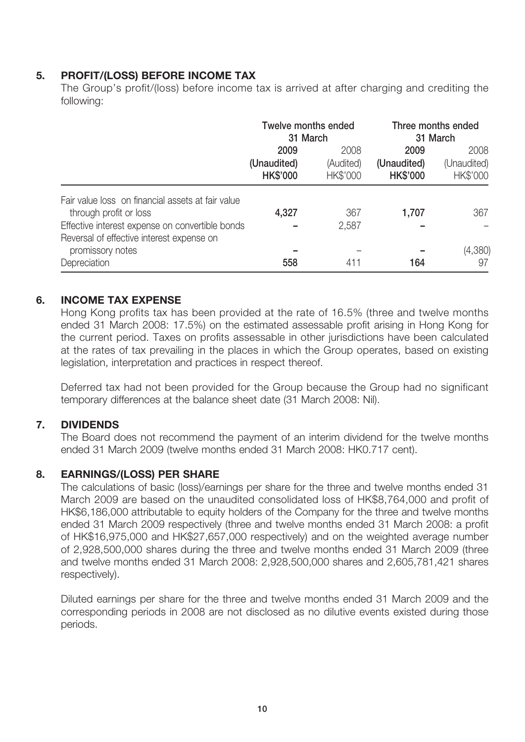## 5. PROFIT/(LOSS) BEFORE INCOME TAX

The Group's profit/(loss) before income tax is arrived at after charging and crediting the following:

| | Twelve months ended 31 March | | Three months ended 31 March | |
|---|---|---|---|---|
| | **2009** | 2008 | **2009** | 2008 |
| | **(Unaudited)** | (Audited) | **(Unaudited)** | (Unaudited) |
| | **HK$'000** | HK$'000 | **HK$'000** | HK$'000 |
| Fair value loss on financial assets at fair value through profit or loss | **4,327** | 367 | **1,707** | 367 |
| Effective interest expense on convertible bonds | **–** | 2,587 | **–** | – |
| Reversal of effective interest expense on promissory notes | **–** | – | **–** | (4,380) |
| Depreciation | **558** | 411 | **164** | 97 |

## 6. INCOME TAX EXPENSE

Hong Kong profits tax has been provided at the rate of 16.5% (three and twelve months ended 31 March 2008: 17.5%) on the estimated assessable profit arising in Hong Kong for the current period. Taxes on profits assessable in other jurisdictions have been calculated at the rates of tax prevailing in the places in which the Group operates, based on existing legislation, interpretation and practices in respect thereof.

Deferred tax had not been provided for the Group because the Group had no significant temporary differences at the balance sheet date (31 March 2008: Nil).

## 7. DIVIDENDS

The Board does not recommend the payment of an interim dividend for the twelve months ended 31 March 2009 (twelve months ended 31 March 2008: HK0.717 cent).

## 8. EARNINGS/(LOSS) PER SHARE

The calculations of basic (loss)/earnings per share for the three and twelve months ended 31 March 2009 are based on the unaudited consolidated loss of HK$8,764,000 and profit of HK$6,186,000 attributable to equity holders of the Company for the three and twelve months ended 31 March 2009 respectively (three and twelve months ended 31 March 2008: a profit of HK$16,975,000 and HK$27,657,000 respectively) and on the weighted average number of 2,928,500,000 shares during the three and twelve months ended 31 March 2009 (three and twelve months ended 31 March 2008: 2,928,500,000 shares and 2,605,781,421 shares respectively).

Diluted earnings per share for the three and twelve months ended 31 March 2009 and the corresponding periods in 2008 are not disclosed as no dilutive events existed during those periods.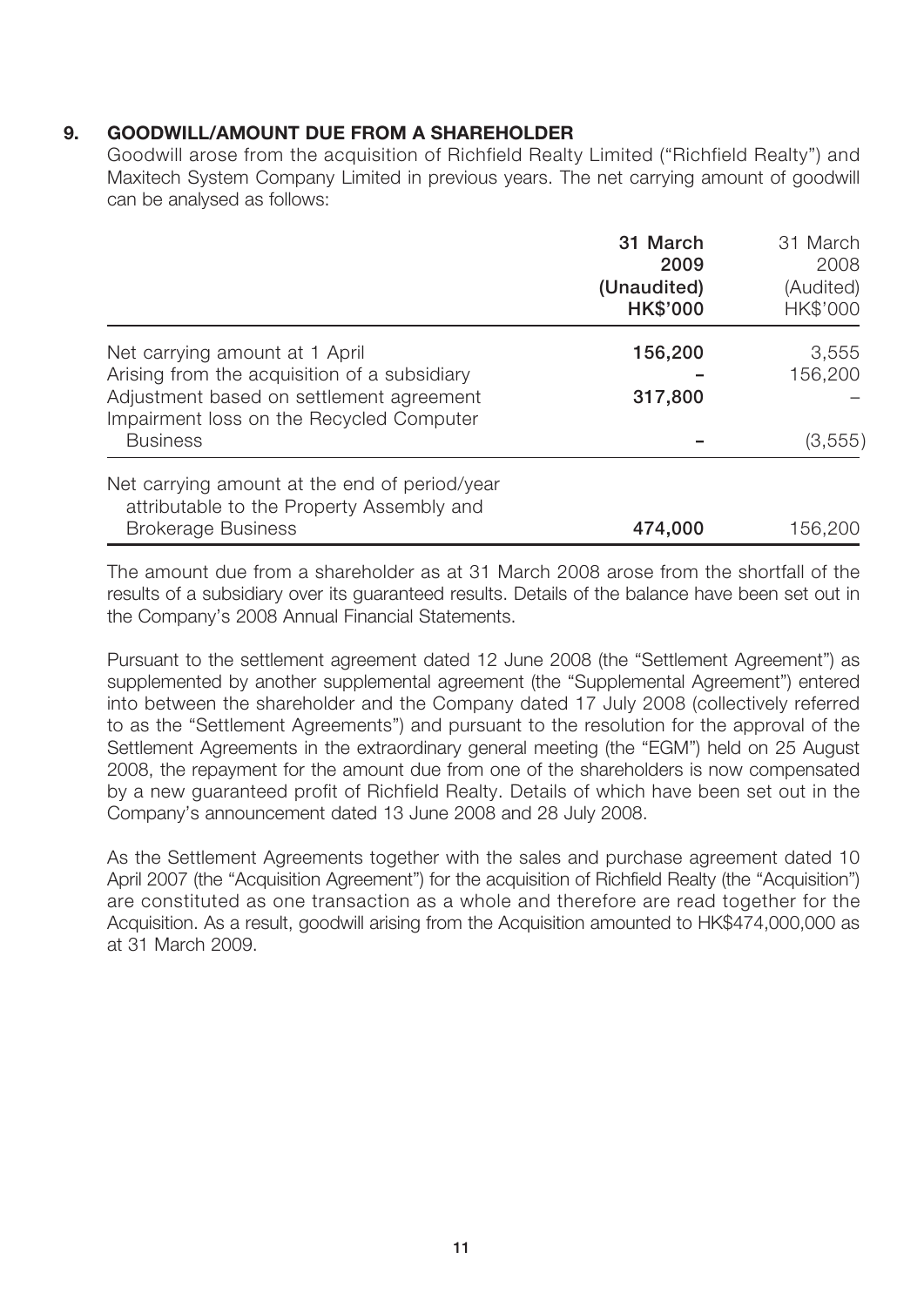## 9. GOODWILL/AMOUNT DUE FROM A SHAREHOLDER

Goodwill arose from the acquisition of Richfield Realty Limited ("Richfield Realty") and Maxitech System Company Limited in previous years. The net carrying amount of goodwill can be analysed as follows:

| | **31 March 2009 (Unaudited) HK$'000** | 31 March 2008 (Audited) HK$'000 |
|---|---|---|
| Net carrying amount at 1 April | **156,200** | 3,555 |
| Arising from the acquisition of a subsidiary | **–** | 156,200 |
| Adjustment based on settlement agreement | **317,800** | – |
| Impairment loss on the Recycled Computer Business | **–** | (3,555) |
| Net carrying amount at the end of period/year attributable to the Property Assembly and Brokerage Business | **474,000** | 156,200 |

The amount due from a shareholder as at 31 March 2008 arose from the shortfall of the results of a subsidiary over its guaranteed results. Details of the balance have been set out in the Company's 2008 Annual Financial Statements.

Pursuant to the settlement agreement dated 12 June 2008 (the "Settlement Agreement") as supplemented by another supplemental agreement (the "Supplemental Agreement") entered into between the shareholder and the Company dated 17 July 2008 (collectively referred to as the "Settlement Agreements") and pursuant to the resolution for the approval of the Settlement Agreements in the extraordinary general meeting (the "EGM") held on 25 August 2008, the repayment for the amount due from one of the shareholders is now compensated by a new guaranteed profit of Richfield Realty. Details of which have been set out in the Company's announcement dated 13 June 2008 and 28 July 2008.

As the Settlement Agreements together with the sales and purchase agreement dated 10 April 2007 (the "Acquisition Agreement") for the acquisition of Richfield Realty (the "Acquisition") are constituted as one transaction as a whole and therefore are read together for the Acquisition. As a result, goodwill arising from the Acquisition amounted to HK$474,000,000 as at 31 March 2009.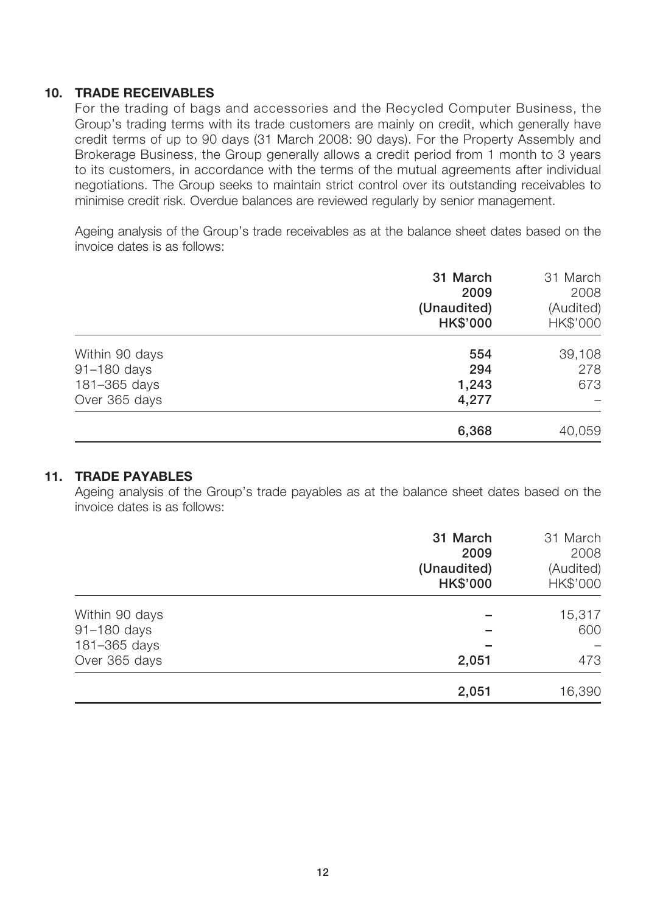## 10. TRADE RECEIVABLES

For the trading of bags and accessories and the Recycled Computer Business, the Group's trading terms with its trade customers are mainly on credit, which generally have credit terms of up to 90 days (31 March 2008: 90 days). For the Property Assembly and Brokerage Business, the Group generally allows a credit period from 1 month to 3 years to its customers, in accordance with the terms of the mutual agreements after individual negotiations. The Group seeks to maintain strict control over its outstanding receivables to minimise credit risk. Overdue balances are reviewed regularly by senior management.

Ageing analysis of the Group's trade receivables as at the balance sheet dates based on the invoice dates is as follows:

| | **31 March 2009 (Unaudited) HK$'000** | 31 March 2008 (Audited) HK$'000 |
|---|---|---|
| Within 90 days | **554** | 39,108 |
| 91–180 days | **294** | 278 |
| 181–365 days | **1,243** | 673 |
| Over 365 days | **4,277** | – |
| | **6,368** | 40,059 |

## 11. TRADE PAYABLES

Ageing analysis of the Group's trade payables as at the balance sheet dates based on the invoice dates is as follows:

| | **31 March 2009 (Unaudited) HK$'000** | 31 March 2008 (Audited) HK$'000 |
|---|---|---|
| Within 90 days | **–** | 15,317 |
| 91–180 days | **–** | 600 |
| 181–365 days | **–** | – |
| Over 365 days | **2,051** | 473 |
| | **2,051** | 16,390 |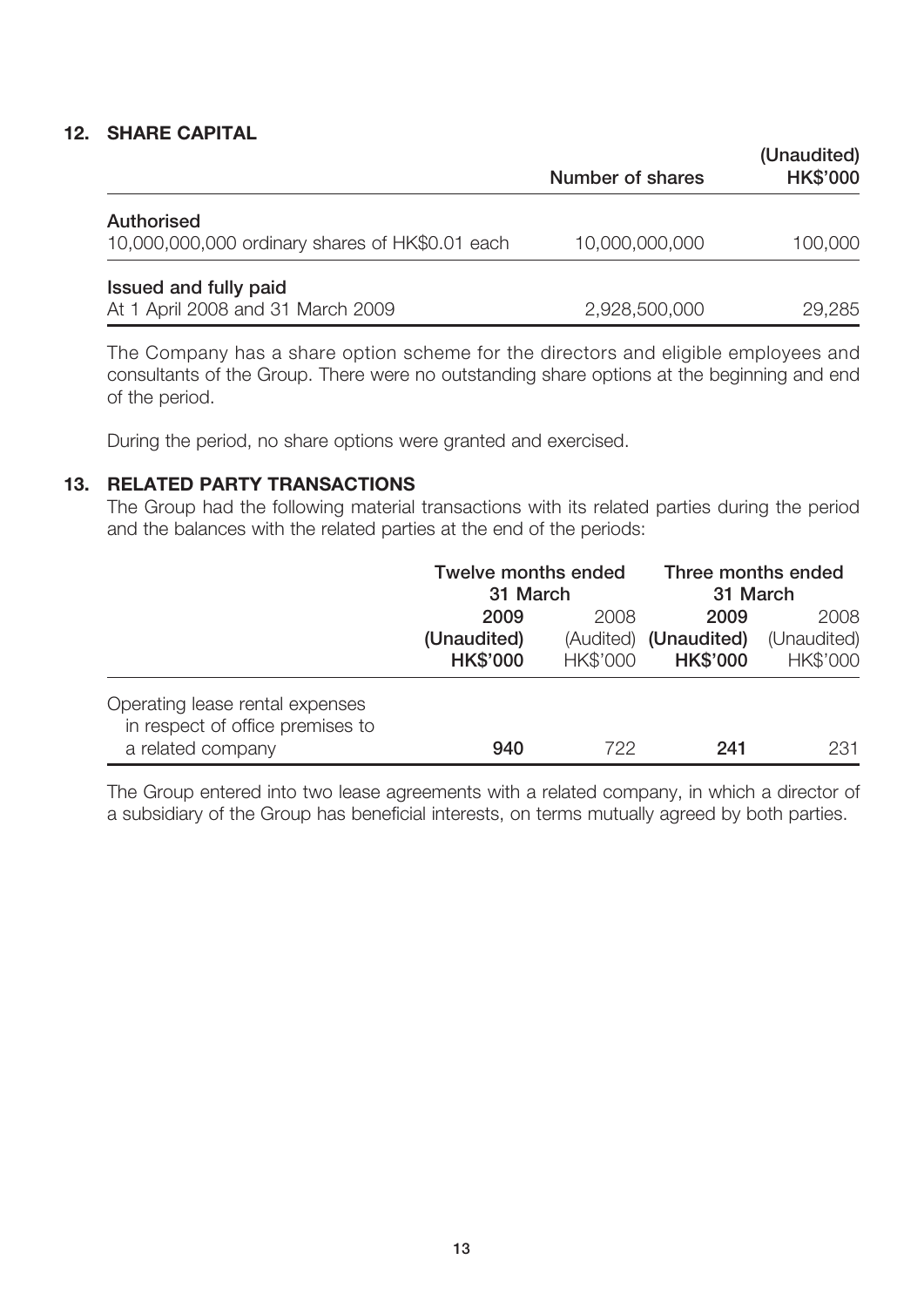## 12. SHARE CAPITAL

| | Number of shares | (Unaudited) HK$'000 |
|---|---|---|
| **Authorised** | | |
| 10,000,000,000 ordinary shares of HK$0.01 each | 10,000,000,000 | 100,000 |
| **Issued and fully paid** | | |
| At 1 April 2008 and 31 March 2009 | 2,928,500,000 | 29,285 |

The Company has a share option scheme for the directors and eligible employees and consultants of the Group. There were no outstanding share options at the beginning and end of the period.

During the period, no share options were granted and exercised.

## 13. RELATED PARTY TRANSACTIONS

The Group had the following material transactions with its related parties during the period and the balances with the related parties at the end of the periods:

| | Twelve months ended 31 March | | Three months ended 31 March | |
|---|---|---|---|---|
| | **2009** | 2008 | **2009** | 2008 |
| | **(Unaudited)** | (Audited) | **(Unaudited)** | (Unaudited) |
| | **HK$'000** | HK$'000 | **HK$'000** | HK$'000 |
| Operating lease rental expenses in respect of office premises to a related company | **940** | 722 | **241** | 231 |

The Group entered into two lease agreements with a related company, in which a director of a subsidiary of the Group has beneficial interests, on terms mutually agreed by both parties.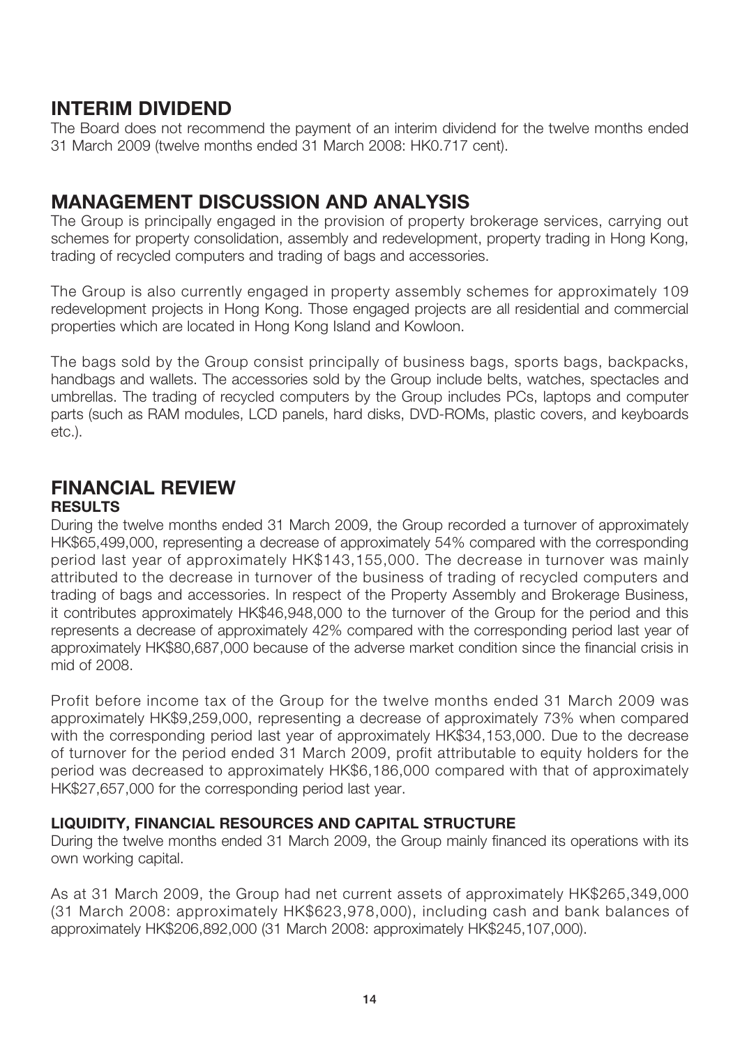## INTERIM DIVIDEND

The Board does not recommend the payment of an interim dividend for the twelve months ended 31 March 2009 (twelve months ended 31 March 2008: HK0.717 cent).

## MANAGEMENT DISCUSSION AND ANALYSIS

The Group is principally engaged in the provision of property brokerage services, carrying out schemes for property consolidation, assembly and redevelopment, property trading in Hong Kong, trading of recycled computers and trading of bags and accessories.

The Group is also currently engaged in property assembly schemes for approximately 109 redevelopment projects in Hong Kong. Those engaged projects are all residential and commercial properties which are located in Hong Kong Island and Kowloon.

The bags sold by the Group consist principally of business bags, sports bags, backpacks, handbags and wallets. The accessories sold by the Group include belts, watches, spectacles and umbrellas. The trading of recycled computers by the Group includes PCs, laptops and computer parts (such as RAM modules, LCD panels, hard disks, DVD-ROMs, plastic covers, and keyboards etc.).

## FINANCIAL REVIEW

### RESULTS

During the twelve months ended 31 March 2009, the Group recorded a turnover of approximately HK$65,499,000, representing a decrease of approximately 54% compared with the corresponding period last year of approximately HK$143,155,000. The decrease in turnover was mainly attributed to the decrease in turnover of the business of trading of recycled computers and trading of bags and accessories. In respect of the Property Assembly and Brokerage Business, it contributes approximately HK$46,948,000 to the turnover of the Group for the period and this represents a decrease of approximately 42% compared with the corresponding period last year of approximately HK$80,687,000 because of the adverse market condition since the financial crisis in mid of 2008.

Profit before income tax of the Group for the twelve months ended 31 March 2009 was approximately HK$9,259,000, representing a decrease of approximately 73% when compared with the corresponding period last year of approximately HK$34,153,000. Due to the decrease of turnover for the period ended 31 March 2009, profit attributable to equity holders for the period was decreased to approximately HK$6,186,000 compared with that of approximately HK$27,657,000 for the corresponding period last year.

### LIQUIDITY, FINANCIAL RESOURCES AND CAPITAL STRUCTURE

During the twelve months ended 31 March 2009, the Group mainly financed its operations with its own working capital.

As at 31 March 2009, the Group had net current assets of approximately HK$265,349,000 (31 March 2008: approximately HK$623,978,000), including cash and bank balances of approximately HK$206,892,000 (31 March 2008: approximately HK$245,107,000).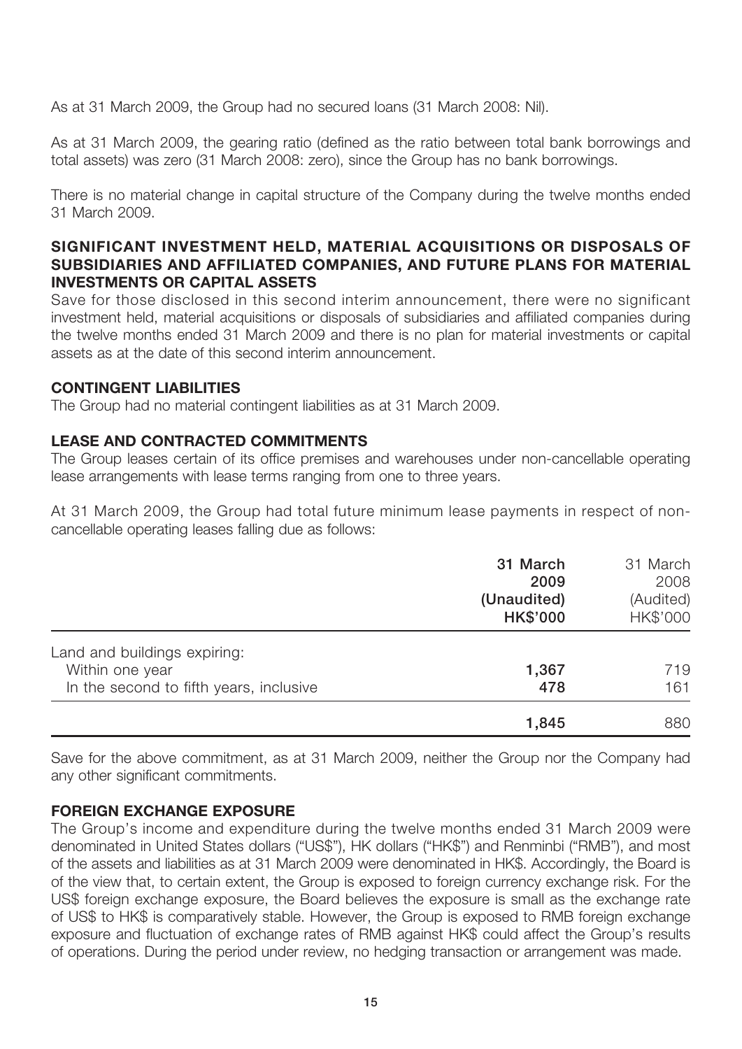As at 31 March 2009, the Group had no secured loans (31 March 2008: Nil).

As at 31 March 2009, the gearing ratio (defined as the ratio between total bank borrowings and total assets) was zero (31 March 2008: zero), since the Group has no bank borrowings.

There is no material change in capital structure of the Company during the twelve months ended 31 March 2009.

## SIGNIFICANT INVESTMENT HELD, MATERIAL ACQUISITIONS OR DISPOSALS OF SUBSIDIARIES AND AFFILIATED COMPANIES, AND FUTURE PLANS FOR MATERIAL INVESTMENTS OR CAPITAL ASSETS

Save for those disclosed in this second interim announcement, there were no significant investment held, material acquisitions or disposals of subsidiaries and affiliated companies during the twelve months ended 31 March 2009 and there is no plan for material investments or capital assets as at the date of this second interim announcement.

## CONTINGENT LIABILITIES

The Group had no material contingent liabilities as at 31 March 2009.

## LEASE AND CONTRACTED COMMITMENTS

The Group leases certain of its office premises and warehouses under non-cancellable operating lease arrangements with lease terms ranging from one to three years.

At 31 March 2009, the Group had total future minimum lease payments in respect of non-cancellable operating leases falling due as follows:

| | **31 March 2009 (Unaudited) HK$'000** | 31 March 2008 (Audited) HK$'000 |
|---|---|---|
| Land and buildings expiring: | | |
| Within one year | **1,367** | 719 |
| In the second to fifth years, inclusive | **478** | 161 |
| | **1,845** | 880 |

Save for the above commitment, as at 31 March 2009, neither the Group nor the Company had any other significant commitments.

## FOREIGN EXCHANGE EXPOSURE

The Group's income and expenditure during the twelve months ended 31 March 2009 were denominated in United States dollars ("US$"), HK dollars ("HK$") and Renminbi ("RMB"), and most of the assets and liabilities as at 31 March 2009 were denominated in HK$. Accordingly, the Board is of the view that, to certain extent, the Group is exposed to foreign currency exchange risk. For the US$ foreign exchange exposure, the Board believes the exposure is small as the exchange rate of US$ to HK$ is comparatively stable. However, the Group is exposed to RMB foreign exchange exposure and fluctuation of exchange rates of RMB against HK$ could affect the Group's results of operations. During the period under review, no hedging transaction or arrangement was made.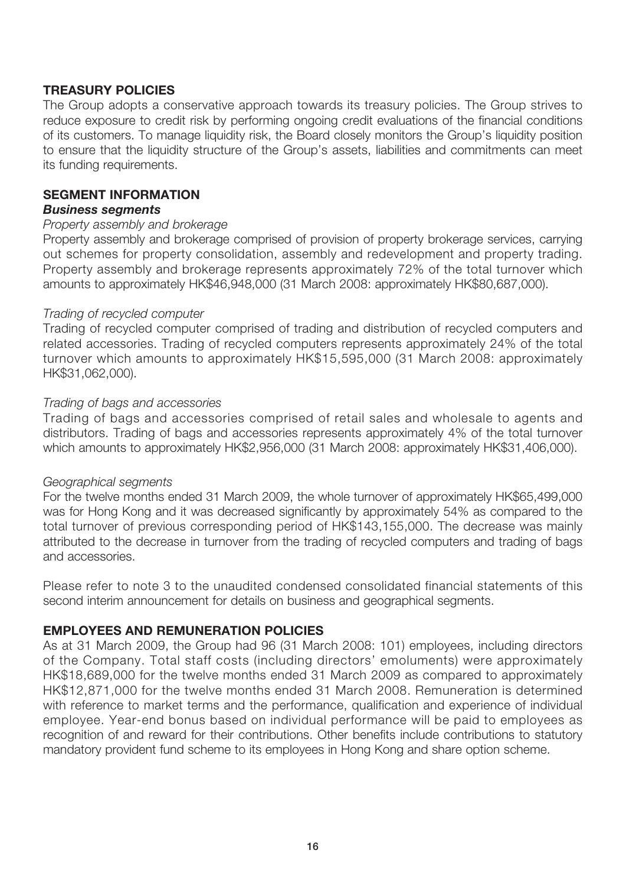## TREASURY POLICIES

The Group adopts a conservative approach towards its treasury policies. The Group strives to reduce exposure to credit risk by performing ongoing credit evaluations of the financial conditions of its customers. To manage liquidity risk, the Board closely monitors the Group's liquidity position to ensure that the liquidity structure of the Group's assets, liabilities and commitments can meet its funding requirements.

## SEGMENT INFORMATION

### *Business segments*

*Property assembly and brokerage*

Property assembly and brokerage comprised of provision of property brokerage services, carrying out schemes for property consolidation, assembly and redevelopment and property trading. Property assembly and brokerage represents approximately 72% of the total turnover which amounts to approximately HK$46,948,000 (31 March 2008: approximately HK$80,687,000).

*Trading of recycled computer*

Trading of recycled computer comprised of trading and distribution of recycled computers and related accessories. Trading of recycled computers represents approximately 24% of the total turnover which amounts to approximately HK$15,595,000 (31 March 2008: approximately HK$31,062,000).

*Trading of bags and accessories*

Trading of bags and accessories comprised of retail sales and wholesale to agents and distributors. Trading of bags and accessories represents approximately 4% of the total turnover which amounts to approximately HK$2,956,000 (31 March 2008: approximately HK$31,406,000).

*Geographical segments*

For the twelve months ended 31 March 2009, the whole turnover of approximately HK$65,499,000 was for Hong Kong and it was decreased significantly by approximately 54% as compared to the total turnover of previous corresponding period of HK$143,155,000. The decrease was mainly attributed to the decrease in turnover from the trading of recycled computers and trading of bags and accessories.

Please refer to note 3 to the unaudited condensed consolidated financial statements of this second interim announcement for details on business and geographical segments.

## EMPLOYEES AND REMUNERATION POLICIES

As at 31 March 2009, the Group had 96 (31 March 2008: 101) employees, including directors of the Company. Total staff costs (including directors' emoluments) were approximately HK$18,689,000 for the twelve months ended 31 March 2009 as compared to approximately HK$12,871,000 for the twelve months ended 31 March 2008. Remuneration is determined with reference to market terms and the performance, qualification and experience of individual employee. Year-end bonus based on individual performance will be paid to employees as recognition of and reward for their contributions. Other benefits include contributions to statutory mandatory provident fund scheme to its employees in Hong Kong and share option scheme.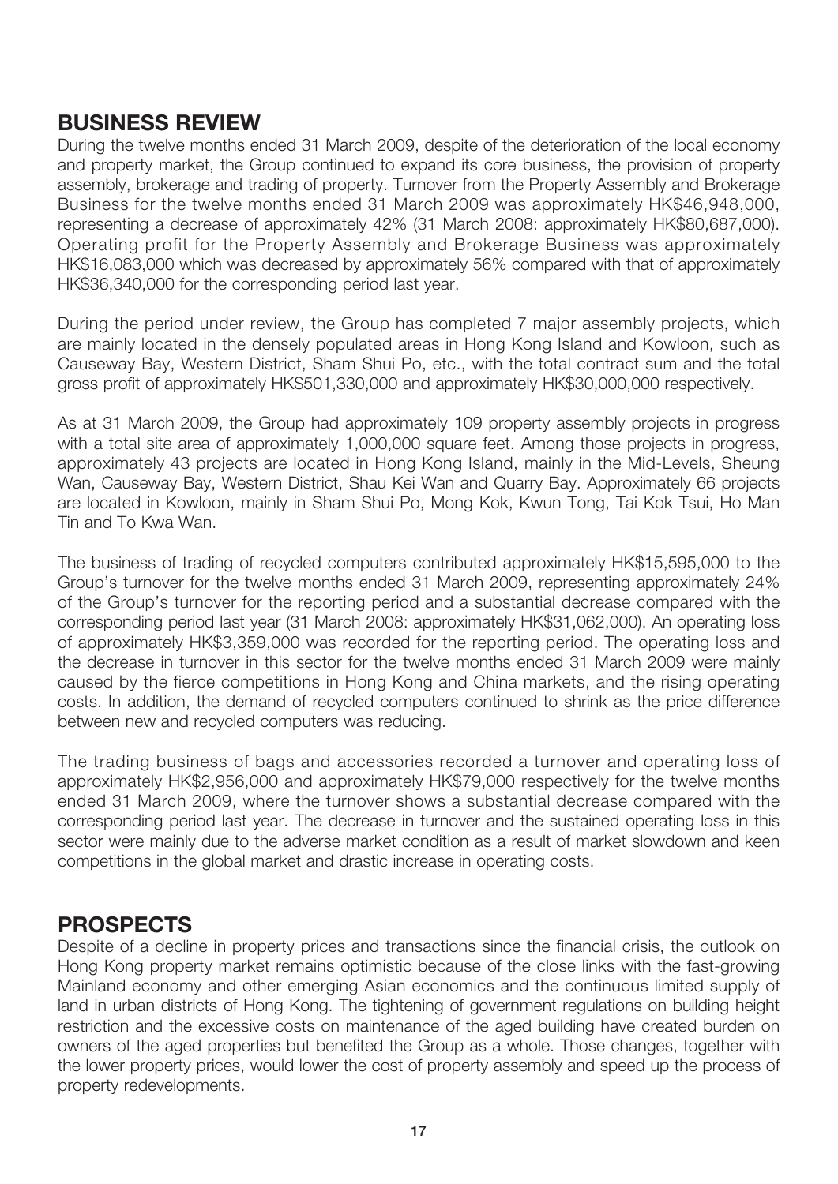## BUSINESS REVIEW

During the twelve months ended 31 March 2009, despite of the deterioration of the local economy and property market, the Group continued to expand its core business, the provision of property assembly, brokerage and trading of property. Turnover from the Property Assembly and Brokerage Business for the twelve months ended 31 March 2009 was approximately HK$46,948,000, representing a decrease of approximately 42% (31 March 2008: approximately HK$80,687,000). Operating profit for the Property Assembly and Brokerage Business was approximately HK$16,083,000 which was decreased by approximately 56% compared with that of approximately HK$36,340,000 for the corresponding period last year.

During the period under review, the Group has completed 7 major assembly projects, which are mainly located in the densely populated areas in Hong Kong Island and Kowloon, such as Causeway Bay, Western District, Sham Shui Po, etc., with the total contract sum and the total gross profit of approximately HK$501,330,000 and approximately HK$30,000,000 respectively.

As at 31 March 2009, the Group had approximately 109 property assembly projects in progress with a total site area of approximately 1,000,000 square feet. Among those projects in progress, approximately 43 projects are located in Hong Kong Island, mainly in the Mid-Levels, Sheung Wan, Causeway Bay, Western District, Shau Kei Wan and Quarry Bay. Approximately 66 projects are located in Kowloon, mainly in Sham Shui Po, Mong Kok, Kwun Tong, Tai Kok Tsui, Ho Man Tin and To Kwa Wan.

The business of trading of recycled computers contributed approximately HK$15,595,000 to the Group's turnover for the twelve months ended 31 March 2009, representing approximately 24% of the Group's turnover for the reporting period and a substantial decrease compared with the corresponding period last year (31 March 2008: approximately HK$31,062,000). An operating loss of approximately HK$3,359,000 was recorded for the reporting period. The operating loss and the decrease in turnover in this sector for the twelve months ended 31 March 2009 were mainly caused by the fierce competitions in Hong Kong and China markets, and the rising operating costs. In addition, the demand of recycled computers continued to shrink as the price difference between new and recycled computers was reducing.

The trading business of bags and accessories recorded a turnover and operating loss of approximately HK$2,956,000 and approximately HK$79,000 respectively for the twelve months ended 31 March 2009, where the turnover shows a substantial decrease compared with the corresponding period last year. The decrease in turnover and the sustained operating loss in this sector were mainly due to the adverse market condition as a result of market slowdown and keen competitions in the global market and drastic increase in operating costs.

## PROSPECTS

Despite of a decline in property prices and transactions since the financial crisis, the outlook on Hong Kong property market remains optimistic because of the close links with the fast-growing Mainland economy and other emerging Asian economics and the continuous limited supply of land in urban districts of Hong Kong. The tightening of government regulations on building height restriction and the excessive costs on maintenance of the aged building have created burden on owners of the aged properties but benefited the Group as a whole. Those changes, together with the lower property prices, would lower the cost of property assembly and speed up the process of property redevelopments.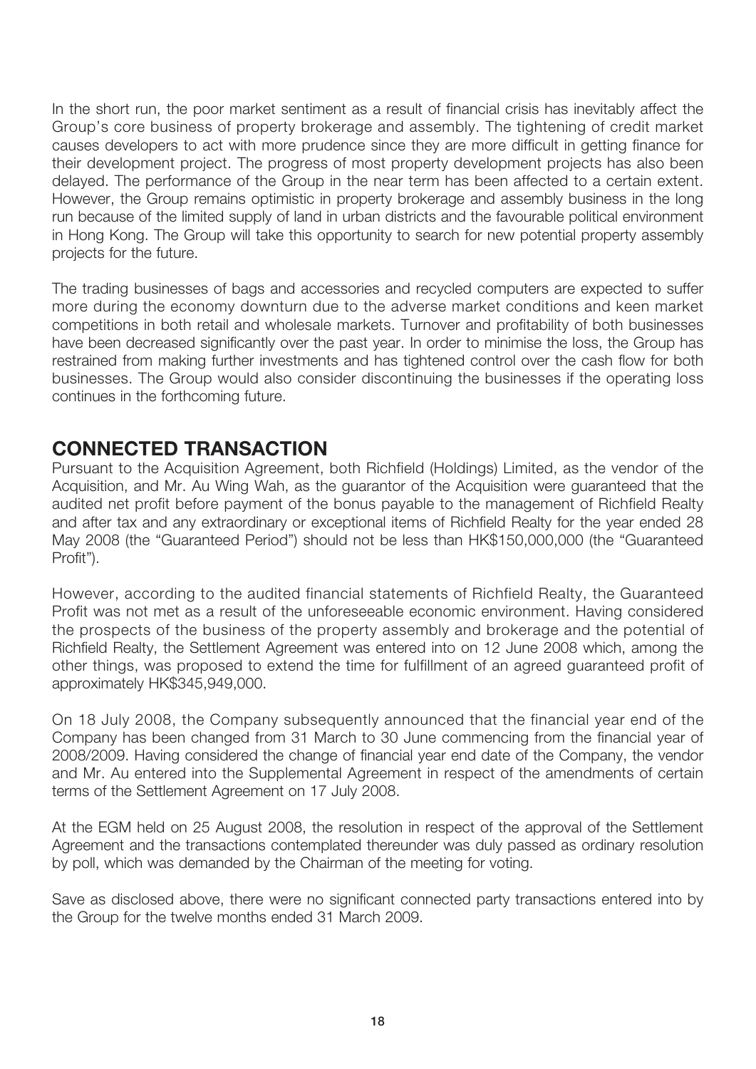In the short run, the poor market sentiment as a result of financial crisis has inevitably affect the Group's core business of property brokerage and assembly. The tightening of credit market causes developers to act with more prudence since they are more difficult in getting finance for their development project. The progress of most property development projects has also been delayed. The performance of the Group in the near term has been affected to a certain extent. However, the Group remains optimistic in property brokerage and assembly business in the long run because of the limited supply of land in urban districts and the favourable political environment in Hong Kong. The Group will take this opportunity to search for new potential property assembly projects for the future.

The trading businesses of bags and accessories and recycled computers are expected to suffer more during the economy downturn due to the adverse market conditions and keen market competitions in both retail and wholesale markets. Turnover and profitability of both businesses have been decreased significantly over the past year. In order to minimise the loss, the Group has restrained from making further investments and has tightened control over the cash flow for both businesses. The Group would also consider discontinuing the businesses if the operating loss continues in the forthcoming future.

## CONNECTED TRANSACTION

Pursuant to the Acquisition Agreement, both Richfield (Holdings) Limited, as the vendor of the Acquisition, and Mr. Au Wing Wah, as the guarantor of the Acquisition were guaranteed that the audited net profit before payment of the bonus payable to the management of Richfield Realty and after tax and any extraordinary or exceptional items of Richfield Realty for the year ended 28 May 2008 (the "Guaranteed Period") should not be less than HK$150,000,000 (the "Guaranteed Profit").

However, according to the audited financial statements of Richfield Realty, the Guaranteed Profit was not met as a result of the unforeseeable economic environment. Having considered the prospects of the business of the property assembly and brokerage and the potential of Richfield Realty, the Settlement Agreement was entered into on 12 June 2008 which, among the other things, was proposed to extend the time for fulfillment of an agreed guaranteed profit of approximately HK$345,949,000.

On 18 July 2008, the Company subsequently announced that the financial year end of the Company has been changed from 31 March to 30 June commencing from the financial year of 2008/2009. Having considered the change of financial year end date of the Company, the vendor and Mr. Au entered into the Supplemental Agreement in respect of the amendments of certain terms of the Settlement Agreement on 17 July 2008.

At the EGM held on 25 August 2008, the resolution in respect of the approval of the Settlement Agreement and the transactions contemplated thereunder was duly passed as ordinary resolution by poll, which was demanded by the Chairman of the meeting for voting.

Save as disclosed above, there were no significant connected party transactions entered into by the Group for the twelve months ended 31 March 2009.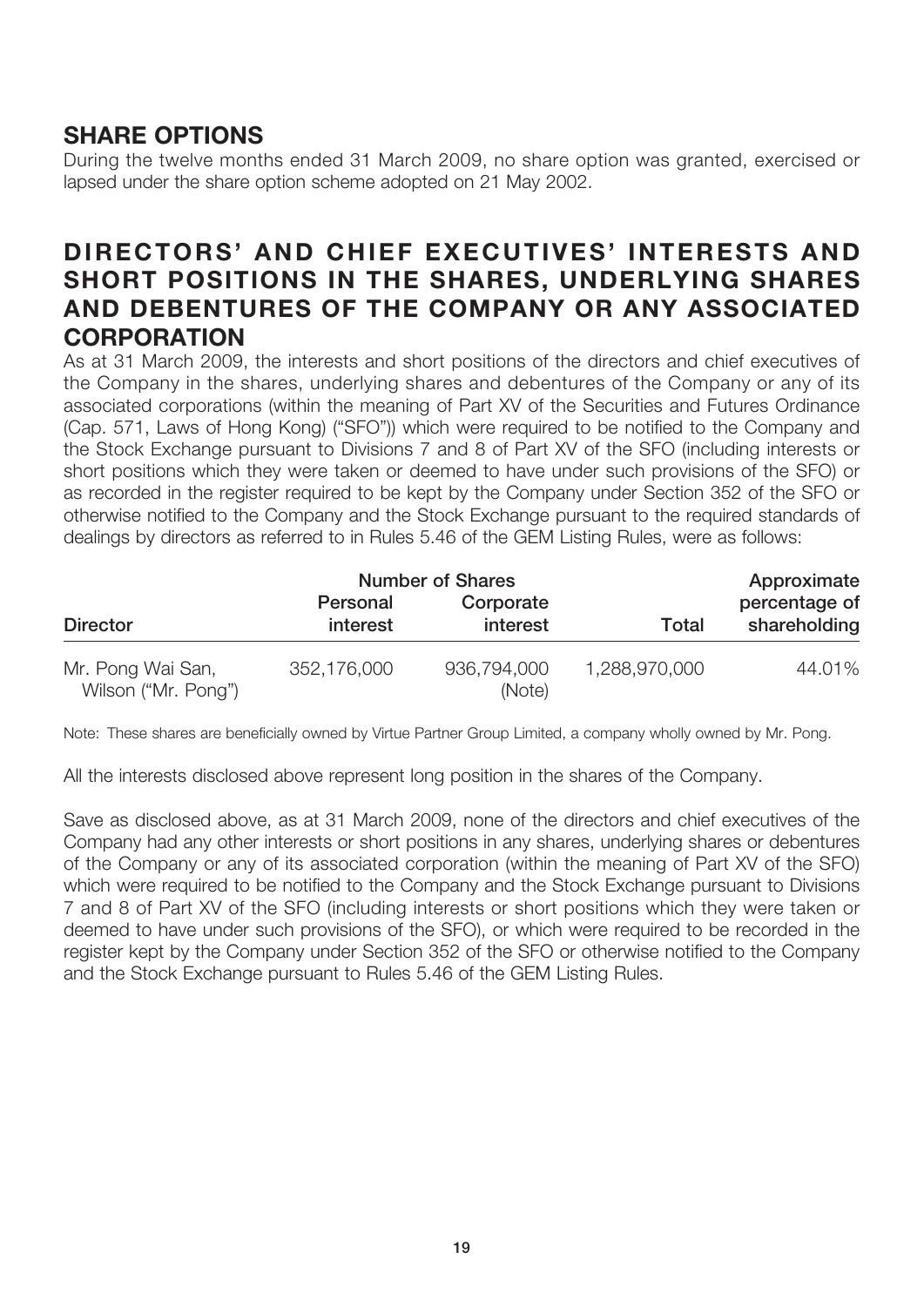## SHARE OPTIONS

During the twelve months ended 31 March 2009, no share option was granted, exercised or lapsed under the share option scheme adopted on 21 May 2002.

## DIRECTORS' AND CHIEF EXECUTIVES' INTERESTS AND SHORT POSITIONS IN THE SHARES, UNDERLYING SHARES AND DEBENTURES OF THE COMPANY OR ANY ASSOCIATED CORPORATION

As at 31 March 2009, the interests and short positions of the directors and chief executives of the Company in the shares, underlying shares and debentures of the Company or any of its associated corporations (within the meaning of Part XV of the Securities and Futures Ordinance (Cap. 571, Laws of Hong Kong) ("SFO")) which were required to be notified to the Company and the Stock Exchange pursuant to Divisions 7 and 8 of Part XV of the SFO (including interests or short positions which they were taken or deemed to have under such provisions of the SFO) or as recorded in the register required to be kept by the Company under Section 352 of the SFO or otherwise notified to the Company and the Stock Exchange pursuant to the required standards of dealings by directors as referred to in Rules 5.46 of the GEM Listing Rules, were as follows:

| Director | Number of Shares | | | Approximate percentage of shareholding |
|---|---|---|---|---|
| | Personal interest | Corporate interest | Total | |
| Mr. Pong Wai San, Wilson ("Mr. Pong") | 352,176,000 | 936,794,000 (Note) | 1,288,970,000 | 44.01% |

Note: These shares are beneficially owned by Virtue Partner Group Limited, a company wholly owned by Mr. Pong.

All the interests disclosed above represent long position in the shares of the Company.

Save as disclosed above, as at 31 March 2009, none of the directors and chief executives of the Company had any other interests or short positions in any shares, underlying shares or debentures of the Company or any of its associated corporation (within the meaning of Part XV of the SFO) which were required to be notified to the Company and the Stock Exchange pursuant to Divisions 7 and 8 of Part XV of the SFO (including interests or short positions which they were taken or deemed to have under such provisions of the SFO), or which were required to be recorded in the register kept by the Company under Section 352 of the SFO or otherwise notified to the Company and the Stock Exchange pursuant to Rules 5.46 of the GEM Listing Rules.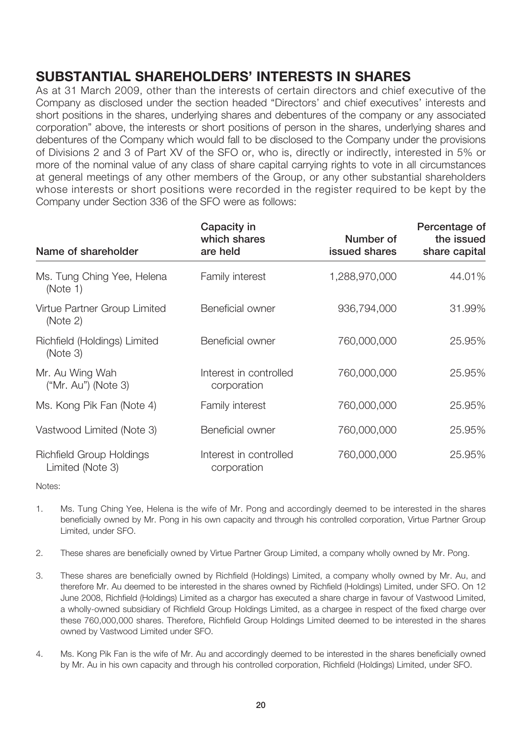## SUBSTANTIAL SHAREHOLDERS' INTERESTS IN SHARES

As at 31 March 2009, other than the interests of certain directors and chief executive of the Company as disclosed under the section headed "Directors' and chief executives' interests and short positions in the shares, underlying shares and debentures of the company or any associated corporation" above, the interests or short positions of person in the shares, underlying shares and debentures of the Company which would fall to be disclosed to the Company under the provisions of Divisions 2 and 3 of Part XV of the SFO or, who is, directly or indirectly, interested in 5% or more of the nominal value of any class of share capital carrying rights to vote in all circumstances at general meetings of any other members of the Group, or any other substantial shareholders whose interests or short positions were recorded in the register required to be kept by the Company under Section 336 of the SFO were as follows:

| Name of shareholder | Capacity in which shares are held | Number of issued shares | Percentage of the issued share capital |
|---|---|---|---|
| Ms. Tung Ching Yee, Helena (Note 1) | Family interest | 1,288,970,000 | 44.01% |
| Virtue Partner Group Limited (Note 2) | Beneficial owner | 936,794,000 | 31.99% |
| Richfield (Holdings) Limited (Note 3) | Beneficial owner | 760,000,000 | 25.95% |
| Mr. Au Wing Wah ("Mr. Au") (Note 3) | Interest in controlled corporation | 760,000,000 | 25.95% |
| Ms. Kong Pik Fan (Note 4) | Family interest | 760,000,000 | 25.95% |
| Vastwood Limited (Note 3) | Beneficial owner | 760,000,000 | 25.95% |
| Richfield Group Holdings Limited (Note 3) | Interest in controlled corporation | 760,000,000 | 25.95% |

Notes:

1. Ms. Tung Ching Yee, Helena is the wife of Mr. Pong and accordingly deemed to be interested in the shares beneficially owned by Mr. Pong in his own capacity and through his controlled corporation, Virtue Partner Group Limited, under SFO.

2. These shares are beneficially owned by Virtue Partner Group Limited, a company wholly owned by Mr. Pong.

3. These shares are beneficially owned by Richfield (Holdings) Limited, a company wholly owned by Mr. Au, and therefore Mr. Au deemed to be interested in the shares owned by Richfield (Holdings) Limited, under SFO. On 12 June 2008, Richfield (Holdings) Limited as a chargor has executed a share charge in favour of Vastwood Limited, a wholly-owned subsidiary of Richfield Group Holdings Limited, as a chargee in respect of the fixed charge over these 760,000,000 shares. Therefore, Richfield Group Holdings Limited deemed to be interested in the shares owned by Vastwood Limited under SFO.

4. Ms. Kong Pik Fan is the wife of Mr. Au and accordingly deemed to be interested in the shares beneficially owned by Mr. Au in his own capacity and through his controlled corporation, Richfield (Holdings) Limited, under SFO.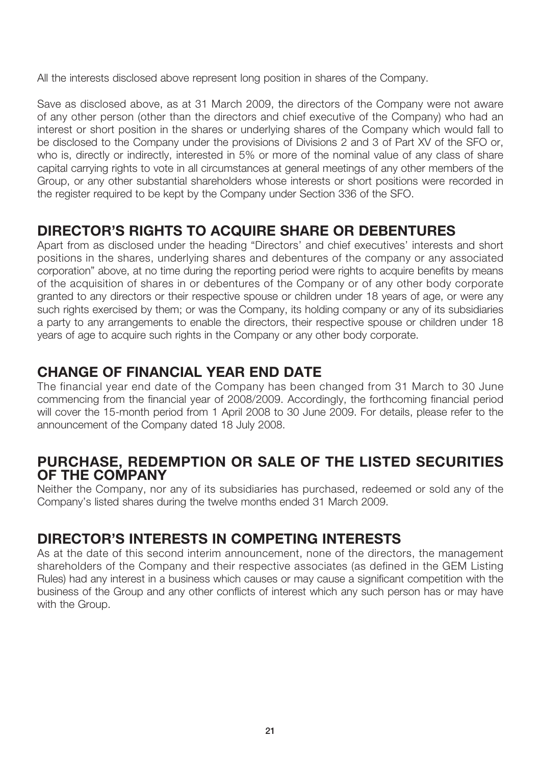All the interests disclosed above represent long position in shares of the Company.

Save as disclosed above, as at 31 March 2009, the directors of the Company were not aware of any other person (other than the directors and chief executive of the Company) who had an interest or short position in the shares or underlying shares of the Company which would fall to be disclosed to the Company under the provisions of Divisions 2 and 3 of Part XV of the SFO or, who is, directly or indirectly, interested in 5% or more of the nominal value of any class of share capital carrying rights to vote in all circumstances at general meetings of any other members of the Group, or any other substantial shareholders whose interests or short positions were recorded in the register required to be kept by the Company under Section 336 of the SFO.

## DIRECTOR'S RIGHTS TO ACQUIRE SHARE OR DEBENTURES

Apart from as disclosed under the heading "Directors' and chief executives' interests and short positions in the shares, underlying shares and debentures of the company or any associated corporation" above, at no time during the reporting period were rights to acquire benefits by means of the acquisition of shares in or debentures of the Company or of any other body corporate granted to any directors or their respective spouse or children under 18 years of age, or were any such rights exercised by them; or was the Company, its holding company or any of its subsidiaries a party to any arrangements to enable the directors, their respective spouse or children under 18 years of age to acquire such rights in the Company or any other body corporate.

## CHANGE OF FINANCIAL YEAR END DATE

The financial year end date of the Company has been changed from 31 March to 30 June commencing from the financial year of 2008/2009. Accordingly, the forthcoming financial period will cover the 15-month period from 1 April 2008 to 30 June 2009. For details, please refer to the announcement of the Company dated 18 July 2008.

## PURCHASE, REDEMPTION OR SALE OF THE LISTED SECURITIES OF THE COMPANY

Neither the Company, nor any of its subsidiaries has purchased, redeemed or sold any of the Company's listed shares during the twelve months ended 31 March 2009.

## DIRECTOR'S INTERESTS IN COMPETING INTERESTS

As at the date of this second interim announcement, none of the directors, the management shareholders of the Company and their respective associates (as defined in the GEM Listing Rules) had any interest in a business which causes or may cause a significant competition with the business of the Group and any other conflicts of interest which any such person has or may have with the Group.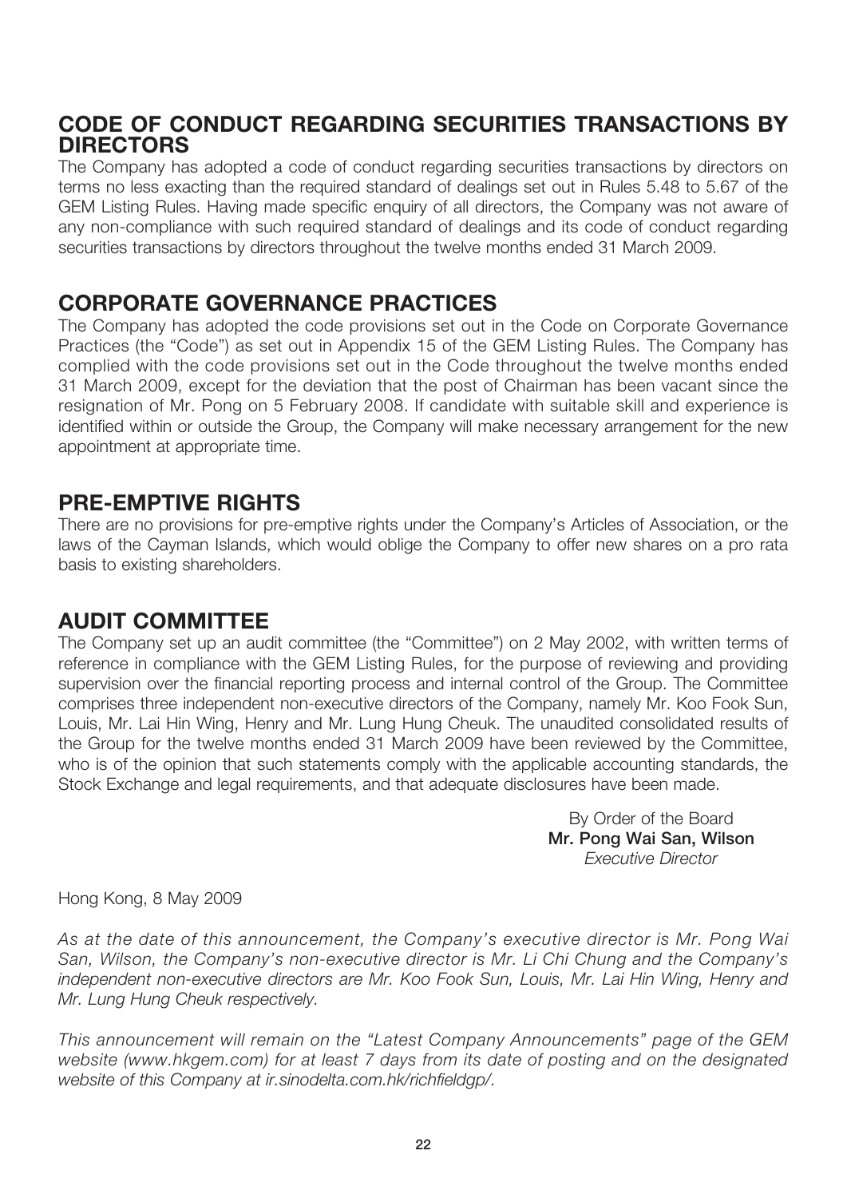## CODE OF CONDUCT REGARDING SECURITIES TRANSACTIONS BY DIRECTORS

The Company has adopted a code of conduct regarding securities transactions by directors on terms no less exacting than the required standard of dealings set out in Rules 5.48 to 5.67 of the GEM Listing Rules. Having made specific enquiry of all directors, the Company was not aware of any non-compliance with such required standard of dealings and its code of conduct regarding securities transactions by directors throughout the twelve months ended 31 March 2009.

## CORPORATE GOVERNANCE PRACTICES

The Company has adopted the code provisions set out in the Code on Corporate Governance Practices (the "Code") as set out in Appendix 15 of the GEM Listing Rules. The Company has complied with the code provisions set out in the Code throughout the twelve months ended 31 March 2009, except for the deviation that the post of Chairman has been vacant since the resignation of Mr. Pong on 5 February 2008. If candidate with suitable skill and experience is identified within or outside the Group, the Company will make necessary arrangement for the new appointment at appropriate time.

## PRE-EMPTIVE RIGHTS

There are no provisions for pre-emptive rights under the Company's Articles of Association, or the laws of the Cayman Islands, which would oblige the Company to offer new shares on a pro rata basis to existing shareholders.

## AUDIT COMMITTEE

The Company set up an audit committee (the "Committee") on 2 May 2002, with written terms of reference in compliance with the GEM Listing Rules, for the purpose of reviewing and providing supervision over the financial reporting process and internal control of the Group. The Committee comprises three independent non-executive directors of the Company, namely Mr. Koo Fook Sun, Louis, Mr. Lai Hin Wing, Henry and Mr. Lung Hung Cheuk. The unaudited consolidated results of the Group for the twelve months ended 31 March 2009 have been reviewed by the Committee, who is of the opinion that such statements comply with the applicable accounting standards, the Stock Exchange and legal requirements, and that adequate disclosures have been made.

By Order of the Board
**Mr. Pong Wai San, Wilson**
*Executive Director*

Hong Kong, 8 May 2009

*As at the date of this announcement, the Company's executive director is Mr. Pong Wai San, Wilson, the Company's non-executive director is Mr. Li Chi Chung and the Company's independent non-executive directors are Mr. Koo Fook Sun, Louis, Mr. Lai Hin Wing, Henry and Mr. Lung Hung Cheuk respectively.*

*This announcement will remain on the "Latest Company Announcements" page of the GEM website (www.hkgem.com) for at least 7 days from its date of posting and on the designated website of this Company at ir.sinodelta.com.hk/richfieldgp/.*